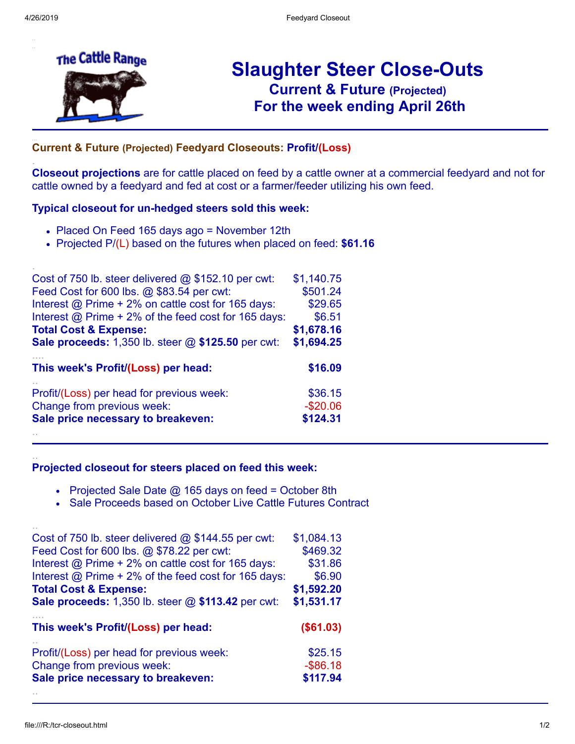The Cattle Range

# Slaughter Steer Close-Outs

## Current & Future (Projected)

## For the week ending April 26th

### Current & Future (Projected) Feedyard Closeouts: Profit/(Loss)

**Closeout projections** are for cattle placed on feed by a cattle owner at a commercial feedyard and not for cattle owned by a feedyard and fed at cost or a farmer/feeder utilizing his own feed.

**Typical closeout for un-hedged steers sold this week:**

- Placed On Feed 165 days ago = November 12th
- Projected P/(L) based on the futures when placed on feed: **$61.16**

| | |
|---|---|
| Cost of 750 lb. steer delivered @ $152.10 per cwt: | $1,140.75 |
| Feed Cost for 600 lbs. @ $83.54 per cwt: | $501.24 |
| Interest @ Prime + 2% on cattle cost for 165 days: | $29.65 |
| Interest @ Prime + 2% of the feed cost for 165 days: | $6.51 |
| **Total Cost & Expense:** | **$1,678.16** |
| **Sale proceeds:** 1,350 lb. steer @ **$125.50** per cwt: | **$1,694.25** |
| **This week's Profit/(Loss) per head:** | **$16.09** |
| Profit/(Loss) per head for previous week: | $36.15 |
| Change from previous week: | -$20.06 |
| **Sale price necessary to breakeven:** | **$124.31** |

**Projected closeout for steers placed on feed this week:**

- Projected Sale Date @ 165 days on feed = October 8th
- Sale Proceeds based on October Live Cattle Futures Contract

| | |
|---|---|
| Cost of 750 lb. steer delivered @ $144.55 per cwt: | $1,084.13 |
| Feed Cost for 600 lbs. @ $78.22 per cwt: | $469.32 |
| Interest @ Prime + 2% on cattle cost for 165 days: | $31.86 |
| Interest @ Prime + 2% of the feed cost for 165 days: | $6.90 |
| **Total Cost & Expense:** | **$1,592.20** |
| **Sale proceeds:** 1,350 lb. steer @ **$113.42** per cwt: | **$1,531.17** |
| **This week's Profit/(Loss) per head:** | **($61.03)** |
| Profit/(Loss) per head for previous week: | $25.15 |
| Change from previous week: | -$86.18 |
| **Sale price necessary to breakeven:** | **$117.94** |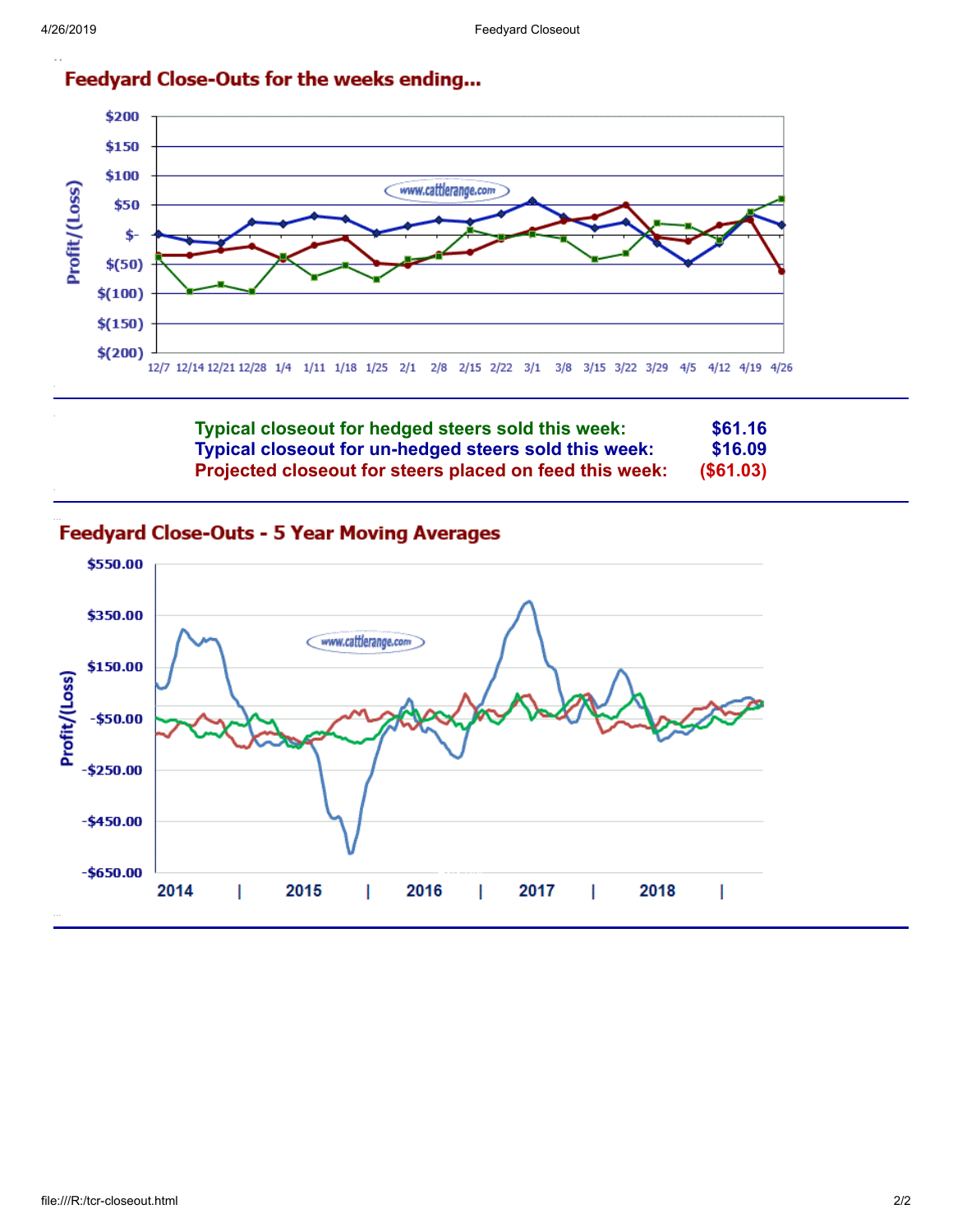## Feedyard Close-Outs for the weeks ending...

$200
$150
$100
$50
$-
$(50)
$(100)
$(150)
$(200)

Profit/(Loss)

www.cattlerange.com

12/7 12/14 12/21 12/28 1/4 1/11 1/18 1/25 2/1 2/8 2/15 2/22 3/1 3/8 3/15 3/22 3/29 4/5 4/12 4/19 4/26

| | |
|---|---|
| **Typical closeout for hedged steers sold this week:** | **$61.16** |
| **Typical closeout for un-hedged steers sold this week:** | **$16.09** |
| **Projected closeout for steers placed on feed this week:** | **($61.03)** |

## Feedyard Close-Outs - 5 Year Moving Averages

$550.00
$350.00
$150.00
-$50.00
-$250.00
-$450.00
-$650.00

Profit/(Loss)

www.cattlerange.com

2014 | 2015 | 2016 | 2017 | 2018 |